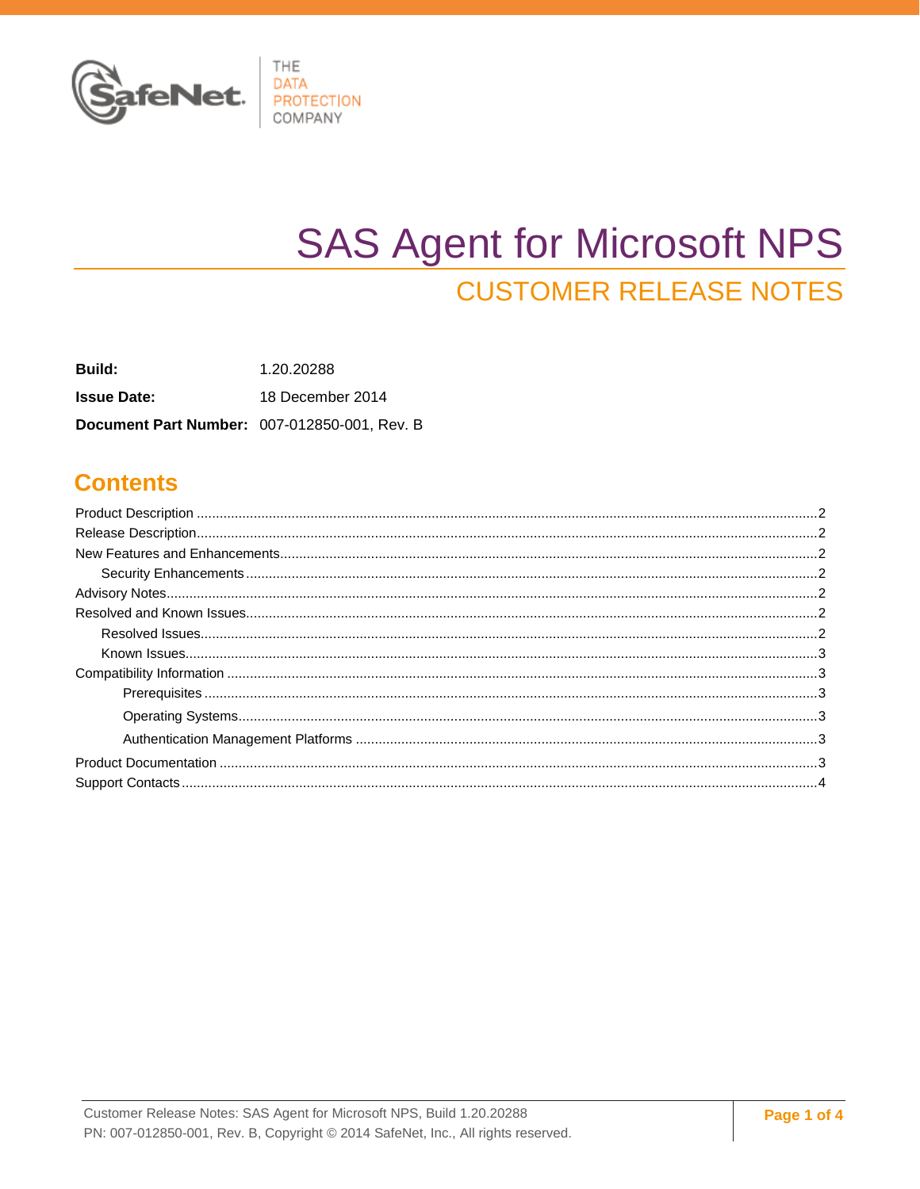# SAS Agent for Microsoft NPS

## CUSTOMER RELEASE NOTES

**Build:** 1.20.20288

**Issue Date:** 18 December 2014

**Document Part Number:** 007-012850-001, Rev. B

## Contents

- Product Description ... 2
- Release Description ... 2
- New Features and Enhancements ... 2
  - Security Enhancements ... 2
- Advisory Notes ... 2
- Resolved and Known Issues ... 2
  - Resolved Issues ... 2
  - Known Issues ... 3
- Compatibility Information ... 3
  - Prerequisites ... 3
  - Operating Systems ... 3
  - Authentication Management Platforms ... 3
- Product Documentation ... 3
- Support Contacts ... 4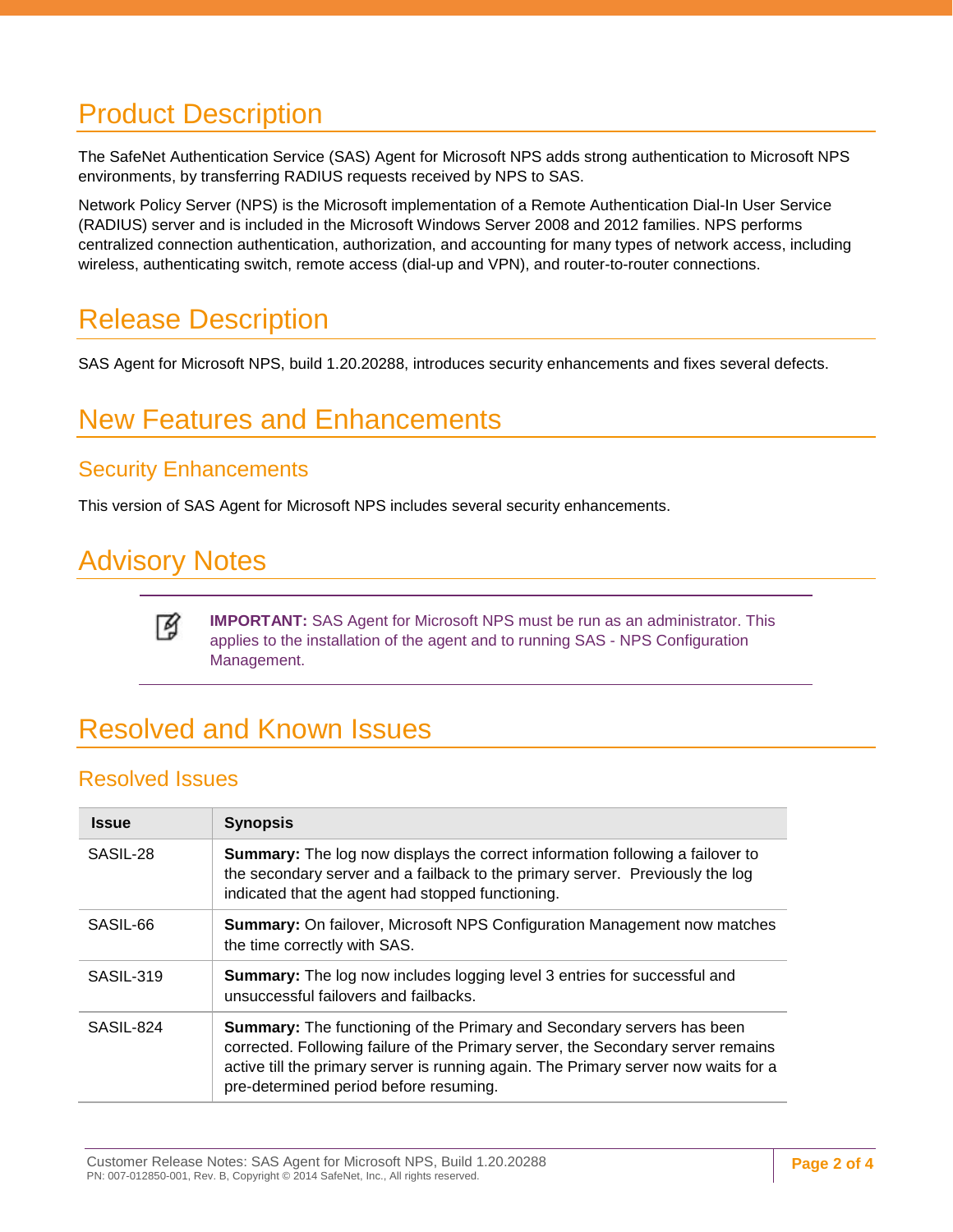# Product Description

The SafeNet Authentication Service (SAS) Agent for Microsoft NPS adds strong authentication to Microsoft NPS environments, by transferring RADIUS requests received by NPS to SAS.

Network Policy Server (NPS) is the Microsoft implementation of a Remote Authentication Dial-In User Service (RADIUS) server and is included in the Microsoft Windows Server 2008 and 2012 families. NPS performs centralized connection authentication, authorization, and accounting for many types of network access, including wireless, authenticating switch, remote access (dial-up and VPN), and router-to-router connections.

# Release Description

SAS Agent for Microsoft NPS, build 1.20.20288, introduces security enhancements and fixes several defects.

# New Features and Enhancements

## Security Enhancements

This version of SAS Agent for Microsoft NPS includes several security enhancements.

# Advisory Notes

**IMPORTANT:** SAS Agent for Microsoft NPS must be run as an administrator. This applies to the installation of the agent and to running SAS - NPS Configuration Management.

# Resolved and Known Issues

## Resolved Issues

| Issue | Synopsis |
|---|---|
| SASIL-28 | **Summary:** The log now displays the correct information following a failover to the secondary server and a failback to the primary server. Previously the log indicated that the agent had stopped functioning. |
| SASIL-66 | **Summary:** On failover, Microsoft NPS Configuration Management now matches the time correctly with SAS. |
| SASIL-319 | **Summary:** The log now includes logging level 3 entries for successful and unsuccessful failovers and failbacks. |
| SASIL-824 | **Summary:** The functioning of the Primary and Secondary servers has been corrected. Following failure of the Primary server, the Secondary server remains active till the primary server is running again. The Primary server now waits for a pre-determined period before resuming. |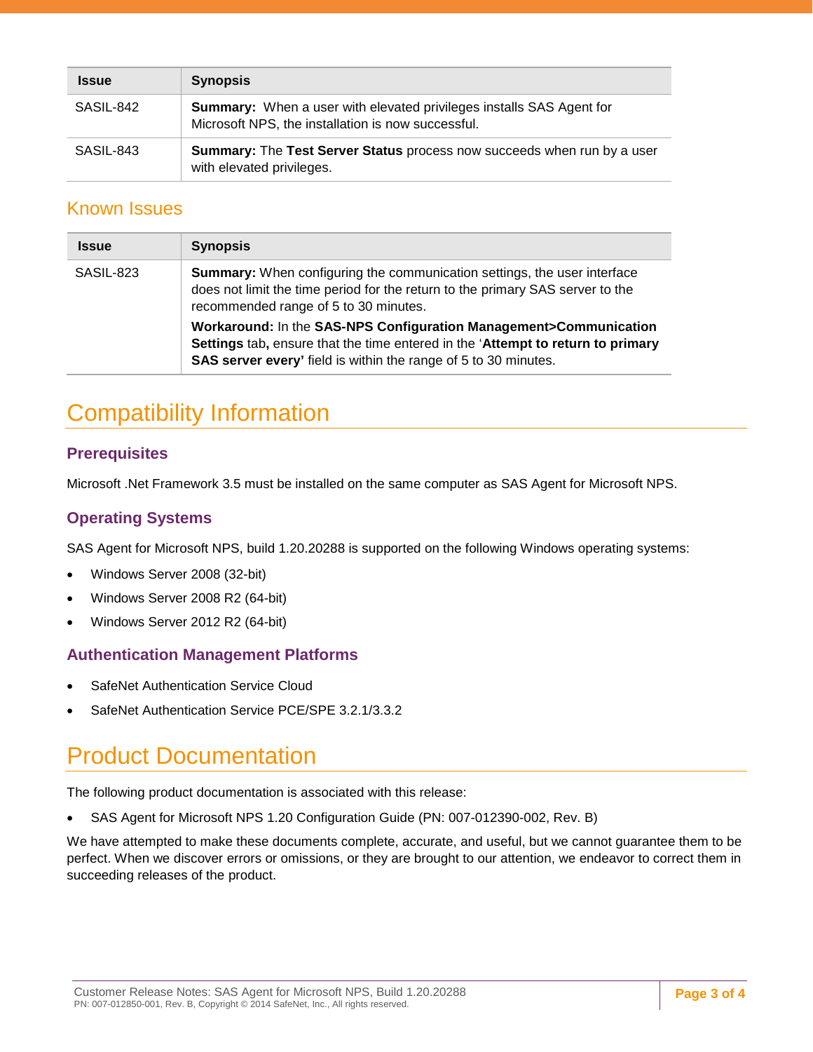| Issue | Synopsis |
| --- | --- |
| SASIL-842 | **Summary:** When a user with elevated privileges installs SAS Agent for Microsoft NPS, the installation is now successful. |
| SASIL-843 | **Summary:** The **Test Server Status** process now succeeds when run by a user with elevated privileges. |

## Known Issues

| Issue | Synopsis |
| --- | --- |
| SASIL-823 | **Summary:** When configuring the communication settings, the user interface does not limit the time period for the return to the primary SAS server to the recommended range of 5 to 30 minutes.<br>**Workaround:** In the **SAS-NPS Configuration Management>Communication Settings** tab**,** ensure that the time entered in the '**Attempt to return to primary SAS server every'** field is within the range of 5 to 30 minutes. |

# Compatibility Information

### Prerequisites

Microsoft .Net Framework 3.5 must be installed on the same computer as SAS Agent for Microsoft NPS.

### Operating Systems

SAS Agent for Microsoft NPS, build 1.20.20288 is supported on the following Windows operating systems:

- Windows Server 2008 (32-bit)
- Windows Server 2008 R2 (64-bit)
- Windows Server 2012 R2 (64-bit)

### Authentication Management Platforms

- SafeNet Authentication Service Cloud
- SafeNet Authentication Service PCE/SPE 3.2.1/3.3.2

# Product Documentation

The following product documentation is associated with this release:

- SAS Agent for Microsoft NPS 1.20 Configuration Guide (PN: 007-012390-002, Rev. B)

We have attempted to make these documents complete, accurate, and useful, but we cannot guarantee them to be perfect. When we discover errors or omissions, or they are brought to our attention, we endeavor to correct them in succeeding releases of the product.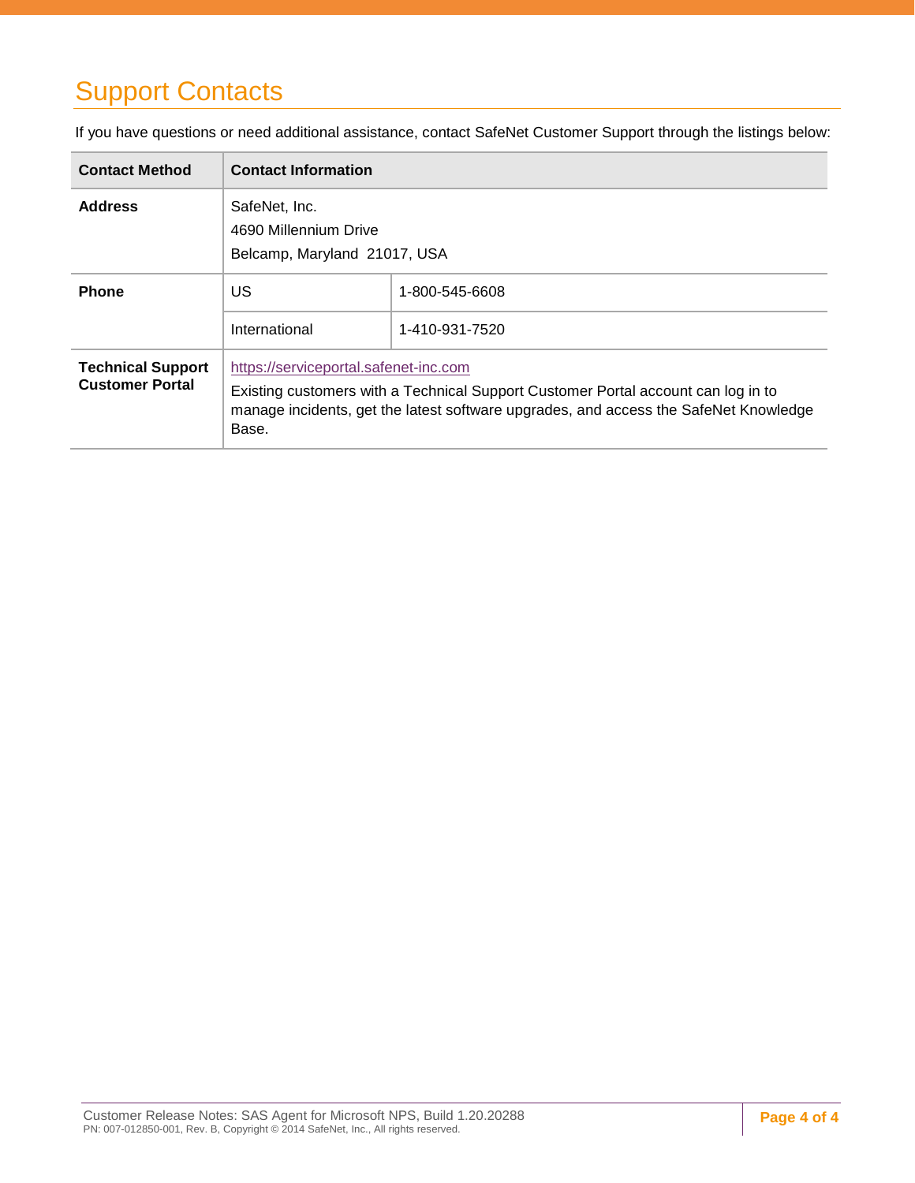# Support Contacts

If you have questions or need additional assistance, contact SafeNet Customer Support through the listings below:

| Contact Method | Contact Information | |
|---|---|---|
| **Address** | SafeNet, Inc.<br>4690 Millennium Drive<br>Belcamp, Maryland  21017, USA | |
| **Phone** | US | 1-800-545-6608 |
| | International | 1-410-931-7520 |
| **Technical Support Customer Portal** | https://serviceportal.safenet-inc.com<br>Existing customers with a Technical Support Customer Portal account can log in to manage incidents, get the latest software upgrades, and access the SafeNet Knowledge Base. | |